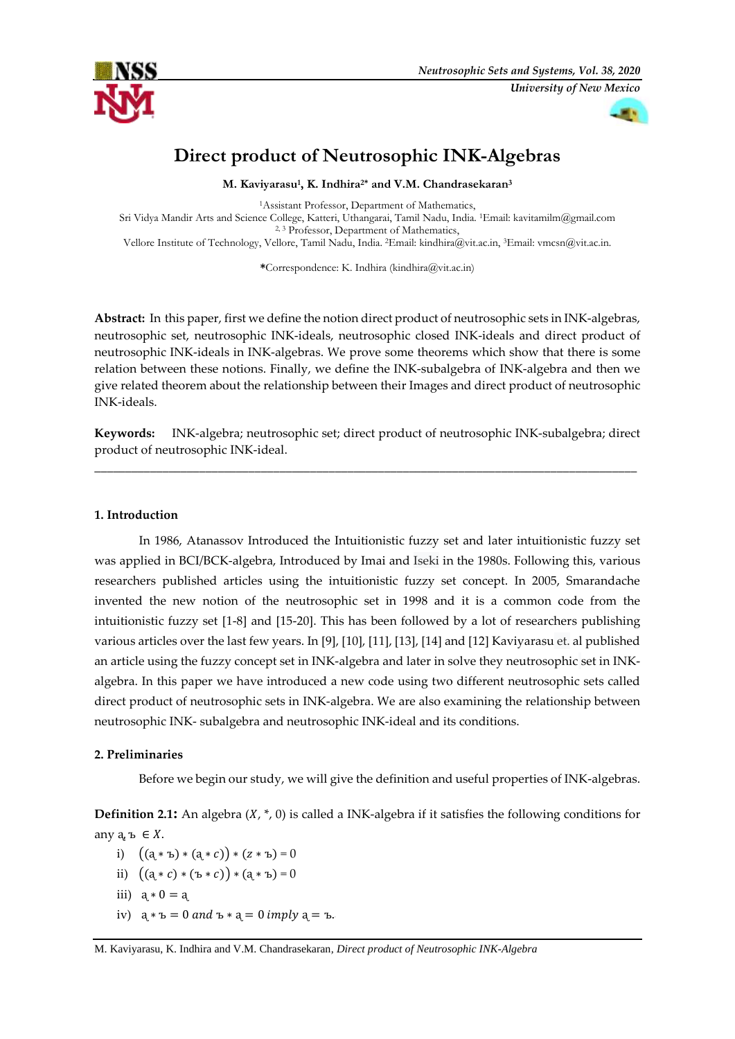# Direct product of Neutrosophic INK-Algebras

**M. Kaviyarasu[1], K. Indhira[2*] and V.M. Chandrasekaran[3]**

[1]Assistant Professor, Department of Mathematics,
Sri Vidya Mandir Arts and Science College, Katteri, Uthangarai, Tamil Nadu, India. [1]Email: kavitamilm@gmail.com
[2, 3] Professor, Department of Mathematics,
Vellore Institute of Technology, Vellore, Tamil Nadu, India. [2]Email: kindhira@vit.ac.in, [3]Email: vmcsn@vit.ac.in.

**\***Correspondence: K. Indhira (kindhira@vit.ac.in)

**Abstract:** In this paper, first we define the notion direct product of neutrosophic sets in INK-algebras, neutrosophic set, neutrosophic INK-ideals, neutrosophic closed INK-ideals and direct product of neutrosophic INK-ideals in INK-algebras. We prove some theorems which show that there is some relation between these notions. Finally, we define the INK-subalgebra of INK-algebra and then we give related theorem about the relationship between their Images and direct product of neutrosophic INK-ideals.

**Keywords:** INK-algebra; neutrosophic set; direct product of neutrosophic INK-subalgebra; direct product of neutrosophic INK-ideal.

---

## 1. Introduction

In 1986, Atanassov Introduced the Intuitionistic fuzzy set and later intuitionistic fuzzy set was applied in BCI/BCK-algebra, Introduced by Imai and Iseki in the 1980s. Following this, various researchers published articles using the intuitionistic fuzzy set concept. In 2005, Smarandache invented the new notion of the neutrosophic set in 1998 and it is a common code from the intuitionistic fuzzy set [1-8] and [15-20]. This has been followed by a lot of researchers publishing various articles over the last few years. In [9], [10], [11], [13], [14] and [12] Kaviyarasu et. al published an article using the fuzzy concept set in INK-algebra and later in solve they neutrosophic set in INK-algebra. In this paper we have introduced a new code using two different neutrosophic sets called direct product of neutrosophic sets in INK-algebra. We are also examining the relationship between neutrosophic INK- subalgebra and neutrosophic INK-ideal and its conditions.

## 2. Preliminaries

Before we begin our study, we will give the definition and useful properties of INK-algebras.

**Definition 2.1:** An algebra $(X, *, 0)$ is called a INK-algebra if it satisfies the following conditions for any $ą, ъ \in X$.

i) $((ą * ъ) * (ą * c)) * (z * ъ) = 0$

ii) $((ą * c) * (ъ * c)) * (ą * ъ) = 0$

iii) $ą * 0 = ą$

iv) $ą * ъ = 0$ *and* $ъ * ą = 0$ *imply* $ą = ъ$.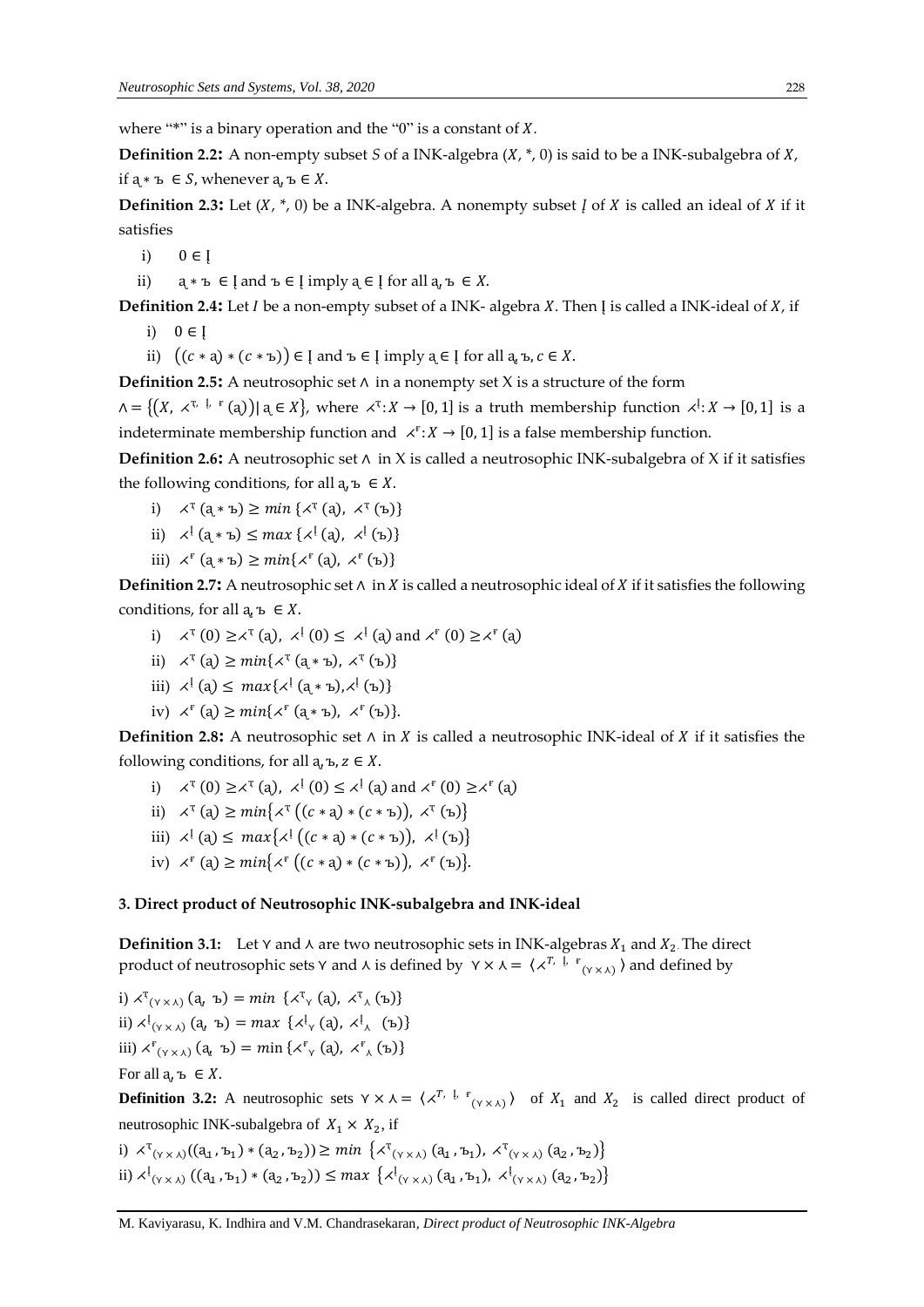where "*" is a binary operation and the "0" is a constant of $X$.

**Definition 2.2:** A non-empty subset $S$ of a INK-algebra $(X, *, 0)$ is said to be a INK-subalgebra of $X$, if $ą * ъ \in S$, whenever $ą, ъ \in X$.

**Definition 2.3:** Let $(X, *, 0)$ be a INK-algebra. A nonempty subset $Į$ of $X$ is called an ideal of $X$ if it satisfies

i) $0 \in Į$

ii) $ą * ъ \in Į$ and $ъ \in Į$ imply $ą \in Į$ for all $ą, ъ \in X$.

**Definition 2.4:** Let $I$ be a non-empty subset of a INK- algebra $X$. Then $Į$ is called a INK-ideal of $X$, if

i) $0 \in Į$

ii) $\big((c * ą) * (c * ъ)\big) \in Į$ and $ъ \in Į$ imply $ą \in Į$ for all $ą, ъ, c \in X$.

**Definition 2.5:** A neutrosophic set $\wedge$ in a nonempty set X is a structure of the form

$\wedge = \{(X, \curlywedge^{ד, ļ, ғ}(ą)) \mid ą \in X\}$, where $\curlywedge^{ד}: X \to [0,1]$ is a truth membership function $\curlywedge^{ļ}: X \to [0,1]$ is a indeterminate membership function and $\curlywedge^{ғ}: X \to [0,1]$ is a false membership function.

**Definition 2.6:** A neutrosophic set $\wedge$ in X is called a neutrosophic INK-subalgebra of X if it satisfies the following conditions, for all $ą, ъ \in X$.

i) $\curlywedge^{ד}(ą * ъ) \geq min\{\curlywedge^{ד}(ą), \curlywedge^{ד}(ъ)\}$

ii) $\curlywedge^{ļ}(ą * ъ) \leq max\{\curlywedge^{ļ}(ą), \curlywedge^{ļ}(ъ)\}$

iii) $\curlywedge^{ғ}(ą * ъ) \geq min\{\curlywedge^{ғ}(ą), \curlywedge^{ғ}(ъ)\}$

**Definition 2.7:** A neutrosophic set $\wedge$ in $X$ is called a neutrosophic ideal of $X$ if it satisfies the following conditions, for all $ą, ъ \in X$.

i) $\curlywedge^{ד}(0) \geq \curlywedge^{ד}(ą)$, $\curlywedge^{ļ}(0) \leq \curlywedge^{ļ}(ą)$ and $\curlywedge^{ғ}(0) \geq \curlywedge^{ғ}(ą)$

ii) $\curlywedge^{ד}(ą) \geq min\{\curlywedge^{ד}(ą * ъ), \curlywedge^{ד}(ъ)\}$

iii) $\curlywedge^{ļ}(ą) \leq max\{\curlywedge^{ļ}(ą * ъ), \curlywedge^{ļ}(ъ)\}$

iv) $\curlywedge^{ғ}(ą) \geq min\{\curlywedge^{ғ}(ą * ъ), \curlywedge^{ғ}(ъ)\}$.

**Definition 2.8:** A neutrosophic set $\wedge$ in $X$ is called a neutrosophic INK-ideal of $X$ if it satisfies the following conditions, for all $ą, ъ, z \in X$.

i) $\curlywedge^{ד}(0) \geq \curlywedge^{ד}(ą)$, $\curlywedge^{ļ}(0) \leq \curlywedge^{ļ}(ą)$ and $\curlywedge^{ғ}(0) \geq \curlywedge^{ғ}(ą)$

ii) $\curlywedge^{ד}(ą) \geq min\{\curlywedge^{ד}\big((c * ą) * (c * ъ)\big), \curlywedge^{ד}(ъ)\}$

iii) $\curlywedge^{ļ}(ą) \leq max\{\curlywedge^{ļ}\big((c * ą) * (c * ъ)\big), \curlywedge^{ļ}(ъ)\}$

iv) $\curlywedge^{ғ}(ą) \geq min\{\curlywedge^{ғ}\big((c * ą) * (c * ъ)\big), \curlywedge^{ғ}(ъ)\}$.

## 3. Direct product of Neutrosophic INK-subalgebra and INK-ideal

**Definition 3.1:** Let $\curlyvee$ and $\wedge$ are two neutrosophic sets in INK-algebras $X_1$ and $X_2$. The direct product of neutrosophic sets $\curlyvee$ and $\wedge$ is defined by $\curlyvee \times \wedge = \langle \curlywedge^{T, ļ, ғ}{}_{(\curlyvee \times \wedge)} \rangle$ and defined by

i) $\curlywedge^{ד}{}_{(\curlyvee \times \wedge)}(ą, ъ) = min\{\curlywedge^{ד}{}_{\curlyvee}(ą), \curlywedge^{ד}{}_{\wedge}(ъ)\}$

ii) $\curlywedge^{ļ}{}_{(\curlyvee \times \wedge)}(ą, ъ) = max\{\curlywedge^{ļ}{}_{\curlyvee}(ą), \curlywedge^{ļ}{}_{\wedge}(ъ)\}$

iii) $\curlywedge^{ғ}{}_{(\curlyvee \times \wedge)}(ą, ъ) = min\{\curlywedge^{ғ}{}_{\curlyvee}(ą), \curlywedge^{ғ}{}_{\wedge}(ъ)\}$

For all $ą, ъ \in X$.

**Definition 3.2:** A neutrosophic sets $\curlyvee \times \wedge = \langle \curlywedge^{T, ļ, ғ}{}_{(\curlyvee \times \wedge)} \rangle$ of $X_1$ and $X_2$ is called direct product of neutrosophic INK-subalgebra of $X_1 \times X_2$, if

i) $\curlywedge^{ד}{}_{(\curlyvee \times \wedge)}((ą_1, ъ_1) * (ą_2, ъ_2)) \geq min\{\curlywedge^{ד}{}_{(\curlyvee \times \wedge)}(ą_1, ъ_1), \curlywedge^{ד}{}_{(\curlyvee \times \wedge)}(ą_2, ъ_2)\}$

ii) $\curlywedge^{ļ}{}_{(\curlyvee \times \wedge)}((ą_1, ъ_1) * (ą_2, ъ_2)) \leq max\{\curlywedge^{ļ}{}_{(\curlyvee \times \wedge)}(ą_1, ъ_1), \curlywedge^{ļ}{}_{(\curlyvee \times \wedge)}(ą_2, ъ_2)\}$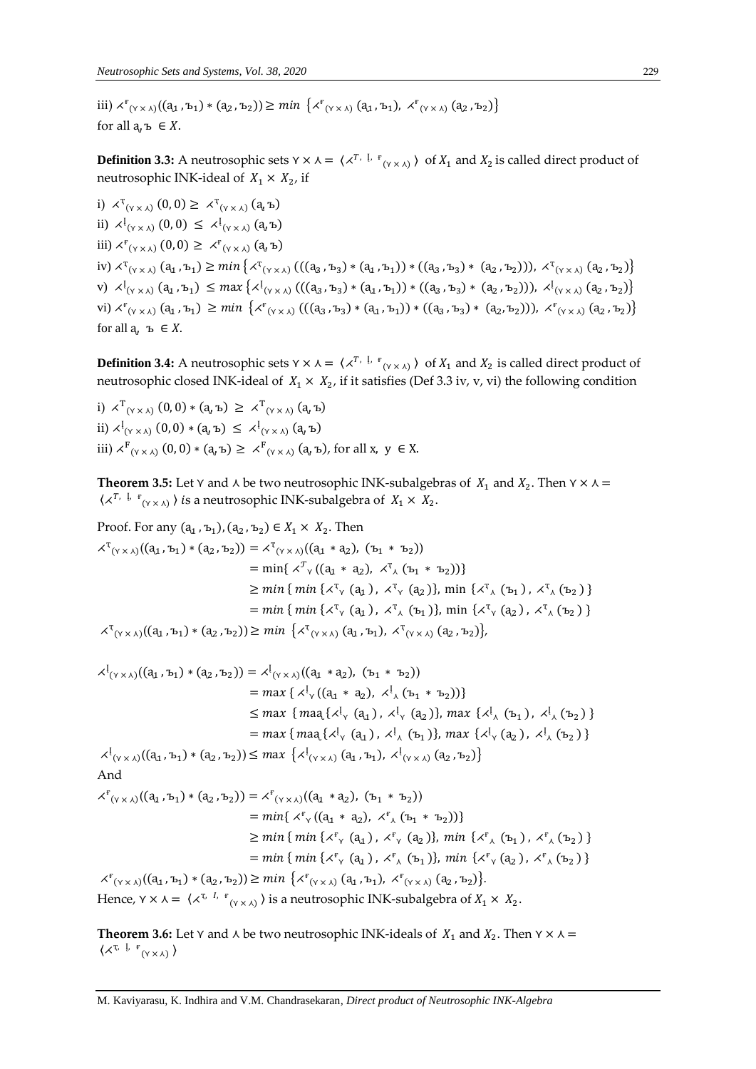iii) $\curlywedge^{F}_{(\curlyvee \times \curlywedge)}((a_1, b_1) * (a_2, b_2)) \geq min\ \{\curlywedge^{F}_{(\curlyvee \times \curlywedge)}(a_1, b_1),\ \curlywedge^{F}_{(\curlyvee \times \curlywedge)}(a_2, b_2)\}$
for all $a, b \in X$.

**Definition 3.3:** A neutrosophic sets $\curlyvee \times \curlywedge = \langle \curlywedge^{T,\ I,\ F}{}_{(\curlyvee \times \curlywedge)} \rangle$ of $X_1$ and $X_2$ is called direct product of neutrosophic INK-ideal of $X_1 \times X_2$, if

i) $\curlywedge^{T}_{(\curlyvee \times \curlywedge)}(0, 0) \geq \curlywedge^{T}_{(\curlyvee \times \curlywedge)}(a, b)$

ii) $\curlywedge^{I}_{(\curlyvee \times \curlywedge)}(0, 0) \leq \curlywedge^{I}_{(\curlyvee \times \curlywedge)}(a, b)$

iii) $\curlywedge^{F}_{(\curlyvee \times \curlywedge)}(0, 0) \geq \curlywedge^{F}_{(\curlyvee \times \curlywedge)}(a, b)$

iv) $\curlywedge^{T}_{(\curlyvee \times \curlywedge)}(a_1, b_1) \geq min\{\curlywedge^{T}_{(\curlyvee \times \curlywedge)}(((a_3, b_3) * (a_1, b_1)) * ((a_3, b_3) * (a_2, b_2))),\ \curlywedge^{T}_{(\curlyvee \times \curlywedge)}(a_2, b_2)\}$

v) $\curlywedge^{I}_{(\curlyvee \times \curlywedge)}(a_1, b_1) \leq max\{\curlywedge^{I}_{(\curlyvee \times \curlywedge)}(((a_3, b_3) * (a_1, b_1)) * ((a_3, b_3) * (a_2, b_2))),\ \curlywedge^{I}_{(\curlyvee \times \curlywedge)}(a_2, b_2)\}$

vi) $\curlywedge^{F}_{(\curlyvee \times \curlywedge)}(a_1, b_1) \geq min\ \{\curlywedge^{F}_{(\curlyvee \times \curlywedge)}(((a_3, b_3) * (a_1, b_1)) * ((a_3, b_3) * (a_2, b_2))),\ \curlywedge^{F}_{(\curlyvee \times \curlywedge)}(a_2, b_2)\}$

for all $a, b \in X$.

**Definition 3.4:** A neutrosophic sets $\curlyvee \times \curlywedge = \langle \curlywedge^{T,\ I,\ F}{}_{(\curlyvee \times \curlywedge)} \rangle$ of $X_1$ and $X_2$ is called direct product of neutrosophic closed INK-ideal of $X_1 \times X_2$, if it satisfies (Def 3.3 iv, v, vi) the following condition

i) $\curlywedge^{T}_{(\curlyvee \times \curlywedge)}(0, 0) * (a, b) \geq \curlywedge^{T}_{(\curlyvee \times \curlywedge)}(a, b)$

ii) $\curlywedge^{I}_{(\curlyvee \times \curlywedge)}(0, 0) * (a, b) \leq \curlywedge^{I}_{(\curlyvee \times \curlywedge)}(a, b)$

iii) $\curlywedge^{F}_{(\curlyvee \times \curlywedge)}(0, 0) * (a, b) \geq \curlywedge^{F}_{(\curlyvee \times \curlywedge)}(a, b)$, for all $x, y \in X$.

**Theorem 3.5:** Let $\curlyvee$ and $\curlywedge$ be two neutrosophic INK-subalgebras of $X_1$ and $X_2$. Then $\curlyvee \times \curlywedge = \langle \curlywedge^{T,\ I,\ F}{}_{(\curlyvee \times \curlywedge)} \rangle$ *is* a neutrosophic INK-subalgebra of $X_1 \times X_2$.

Proof. For any $(a_1, b_1), (a_2, b_2) \in X_1 \times X_2$. Then

$$\begin{aligned}
\curlywedge^{T}_{(\curlyvee \times \curlywedge)}((a_1, b_1) * (a_2, b_2)) &= \curlywedge^{T}_{(\curlyvee \times \curlywedge)}((a_1 * a_2),\ (b_1 * b_2)) \\
&= \min\{\curlywedge^{T}_{\curlyvee}((a_1 * a_2),\ \curlywedge^{T}_{\curlywedge}(b_1 * b_2))\} \\
&\geq min\{\ min\{\curlywedge^{T}_{\curlyvee}(a_1),\ \curlywedge^{T}_{\curlyvee}(a_2)\},\ \min\{\curlywedge^{T}_{\curlywedge}(b_1),\ \curlywedge^{T}_{\curlywedge}(b_2)\}\} \\
&= min\{\ min\{\curlywedge^{T}_{\curlyvee}(a_1),\ \curlywedge^{T}_{\curlywedge}(b_1)\},\ \min\{\curlywedge^{T}_{\curlyvee}(a_2),\ \curlywedge^{T}_{\curlywedge}(b_2)\}\}
\end{aligned}$$

$\curlywedge^{T}_{(\curlyvee \times \curlywedge)}((a_1, b_1) * (a_2, b_2)) \geq min\ \{\curlywedge^{T}_{(\curlyvee \times \curlywedge)}(a_1, b_1),\ \curlywedge^{T}_{(\curlyvee \times \curlywedge)}(a_2, b_2)\}$,

$$\begin{aligned}
\curlywedge^{I}_{(\curlyvee \times \curlywedge)}((a_1, b_1) * (a_2, b_2)) &= \curlywedge^{I}_{(\curlyvee \times \curlywedge)}((a_1 * a_2),\ (b_1 * b_2)) \\
&= max\{\curlywedge^{I}_{\curlyvee}((a_1 * a_2),\ \curlywedge^{I}_{\curlywedge}(b_1 * b_2))\} \\
&\leq max\ \{maa\{\curlywedge^{I}_{\curlyvee}(a_1),\ \curlywedge^{I}_{\curlyvee}(a_2)\},\ max\ \{\curlywedge^{I}_{\curlywedge}(b_1),\ \curlywedge^{I}_{\curlywedge}(b_2)\}\} \\
&= max\{\ maa\{\curlywedge^{I}_{\curlyvee}(a_1),\ \curlywedge^{I}_{\curlywedge}(b_1)\},\ max\ \{\curlywedge^{I}_{\curlyvee}(a_2),\ \curlywedge^{I}_{\curlywedge}(b_2)\}\}
\end{aligned}$$

$\curlywedge^{I}_{(\curlyvee \times \curlywedge)}((a_1, b_1) * (a_2, b_2)) \leq max\ \{\curlywedge^{I}_{(\curlyvee \times \curlywedge)}(a_1, b_1),\ \curlywedge^{I}_{(\curlyvee \times \curlywedge)}(a_2, b_2)\}$

And

$$\begin{aligned}
\curlywedge^{F}_{(\curlyvee \times \curlywedge)}((a_1, b_1) * (a_2, b_2)) &= \curlywedge^{F}_{(\curlyvee \times \curlywedge)}((a_1 * a_2),\ (b_1 * b_2)) \\
&= min\{\curlywedge^{F}_{\curlyvee}((a_1 * a_2),\ \curlywedge^{F}_{\curlywedge}(b_1 * b_2))\} \\
&\geq min\{\ min\{\curlywedge^{F}_{\curlyvee}(a_1),\ \curlywedge^{F}_{\curlyvee}(a_2)\},\ min\ \{\curlywedge^{F}_{\curlywedge}(b_1),\ \curlywedge^{F}_{\curlywedge}(b_2)\}\} \\
&= min\{\ min\{\curlywedge^{F}_{\curlyvee}(a_1),\ \curlywedge^{F}_{\curlywedge}(b_1)\},\ min\ \{\curlywedge^{F}_{\curlyvee}(a_2),\ \curlywedge^{F}_{\curlywedge}(b_2)\}\}
\end{aligned}$$

$\curlywedge^{F}_{(\curlyvee \times \curlywedge)}((a_1, b_1) * (a_2, b_2)) \geq min\ \{\curlywedge^{F}_{(\curlyvee \times \curlywedge)}(a_1, b_1),\ \curlywedge^{F}_{(\curlyvee \times \curlywedge)}(a_2, b_2)\}$.

Hence, $\curlyvee \times \curlywedge = \langle \curlywedge^{T,\ I,\ F}{}_{(\curlyvee \times \curlywedge)} \rangle$ is a neutrosophic INK-subalgebra of $X_1 \times X_2$.

**Theorem 3.6:** Let $\curlyvee$ and $\curlywedge$ be two neutrosophic INK-ideals of $X_1$ and $X_2$. Then $\curlyvee \times \curlywedge = \langle \curlywedge^{T,\ I,\ F}{}_{(\curlyvee \times \curlywedge)} \rangle$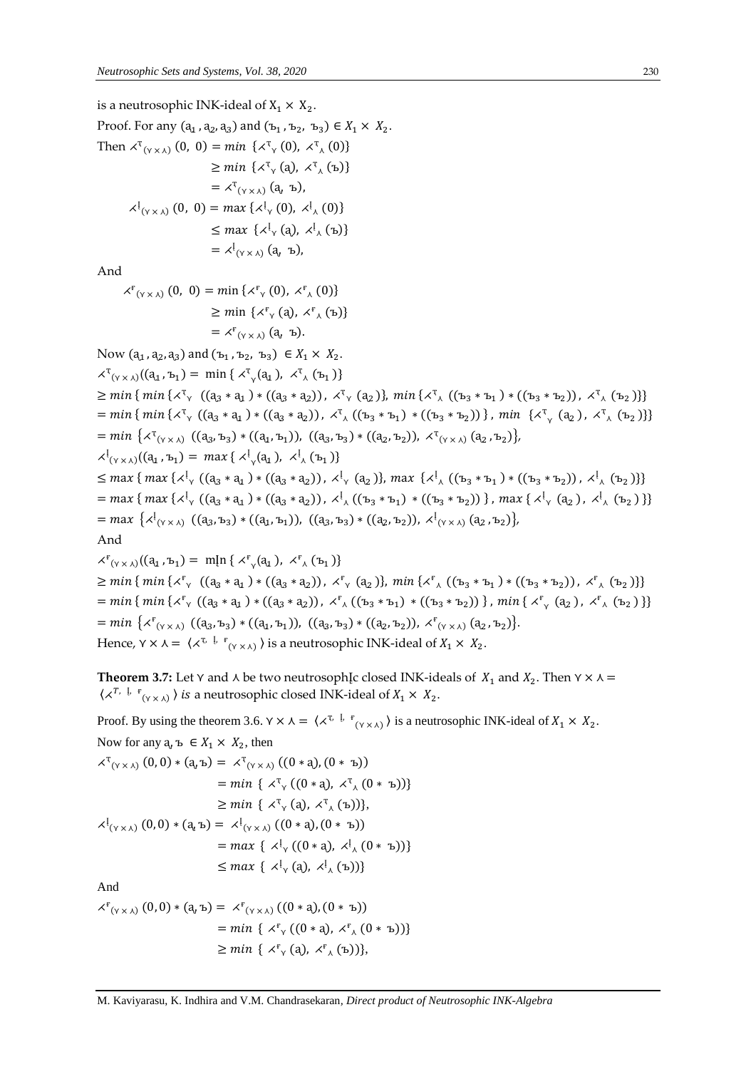is a neutrosophic INK-ideal of $X_1 \times X_2$.

Proof. For any $(a_1, a_2, a_3)$ and $(ъ_1, ъ_2, ъ_3) \in X_1 \times X_2$.

Then 
$$\begin{aligned} \curlyeqprec^{т}_{(\curlyvee \times \curlywedge)}(0,\ 0) &= min\ \{\curlyeqprec^{т}_{\curlyvee}(0),\ \curlyeqprec^{т}_{\curlywedge}(0)\} \\ &\geq min\ \{\curlyeqprec^{т}_{\curlyvee}(a),\ \curlyeqprec^{т}_{\curlywedge}(ъ)\} \\ &= \curlyeqprec^{т}_{(\curlyvee \times \curlywedge)}(a,\ ъ), \end{aligned}$$

$$\begin{aligned} \curlyeqprec^{|}_{(\curlyvee \times \curlywedge)}(0,\ 0) &= max\ \{\curlyeqprec^{|}_{\curlyvee}(0),\ \curlyeqprec^{|}_{\curlywedge}(0)\} \\ &\leq max\ \{\curlyeqprec^{|}_{\curlyvee}(a),\ \curlyeqprec^{|}_{\curlywedge}(ъ)\} \\ &= \curlyeqprec^{|}_{(\curlyvee \times \curlywedge)}(a,\ ъ), \end{aligned}$$

And

$$\begin{aligned} \curlyeqprec^{ғ}_{(\curlyvee \times \curlywedge)}(0,\ 0) &= min\ \{\curlyeqprec^{ғ}_{\curlyvee}(0),\ \curlyeqprec^{ғ}_{\curlywedge}(0)\} \\ &\geq min\ \{\curlyeqprec^{ғ}_{\curlyvee}(a),\ \curlyeqprec^{ғ}_{\curlywedge}(ъ)\} \\ &= \curlyeqprec^{ғ}_{(\curlyvee \times \curlywedge)}(a,\ ъ). \end{aligned}$$

Now $(a_1, a_2, a_3)$ and $(ъ_1, ъ_2, ъ_3) \in X_1 \times X_2$.

$$\begin{aligned} &\curlyeqprec^{т}_{(\curlyvee \times \curlywedge)}((a_1, ъ_1) = min\ \{\curlyeqprec^{т}_{\curlyvee}(a_1),\ \curlyeqprec^{т}_{\curlywedge}(ъ_1)\} \\ &\geq min\ \{ min\ \{\curlyeqprec^{т}_{\curlyvee}\ ((a_3 * a_1) * ((a_3 * a_2)),\ \curlyeqprec^{т}_{\curlyvee}(a_2)\},\ min\ \{\curlyeqprec^{т}_{\curlywedge}\ ((ъ_3 * ъ_1) * ((ъ_3 * ъ_2)),\ \curlyeqprec^{т}_{\curlywedge}(ъ_2)\}\} \\ &= min\ \{ min\ \{\curlyeqprec^{т}_{\curlyvee}\ ((a_3 * a_1) * ((a_3 * a_2)),\ \curlyeqprec^{т}_{\curlywedge}\ ((ъ_3 * ъ_1) * ((ъ_3 * ъ_2))\},\ min\ \{\curlyeqprec^{т}_{\curlyvee}(a_2),\ \curlyeqprec^{т}_{\curlywedge}(ъ_2)\}\} \\ &= min\ \{\curlyeqprec^{т}_{(\curlyvee \times \curlywedge)}\ ((a_3, ъ_3) * ((a_1, ъ_1)),\ ((a_3, ъ_3) * ((a_2, ъ_2)),\ \curlyeqprec^{т}_{(\curlyvee \times \curlywedge)}(a_2, ъ_2)\}, \end{aligned}$$

$$\begin{aligned} &\curlyeqprec^{|}_{(\curlyvee \times \curlywedge)}((a_1, ъ_1) = max\ \{\curlyeqprec^{|}_{\curlyvee}(a_1),\ \curlyeqprec^{|}_{\curlywedge}(ъ_1)\} \\ &\leq max\ \{ max\ \{\curlyeqprec^{|}_{\curlyvee}\ ((a_3 * a_1) * ((a_3 * a_2)),\ \curlyeqprec^{|}_{\curlyvee}(a_2)\},\ max\ \{\curlyeqprec^{|}_{\curlywedge}\ ((ъ_3 * ъ_1) * ((ъ_3 * ъ_2)),\ \curlyeqprec^{|}_{\curlywedge}(ъ_2)\}\} \\ &= max\ \{ max\ \{\curlyeqprec^{|}_{\curlyvee}\ ((a_3 * a_1) * ((a_3 * a_2)),\ \curlyeqprec^{|}_{\curlywedge}\ ((ъ_3 * ъ_1) * ((ъ_3 * ъ_2))\},\ max\ \{\curlyeqprec^{|}_{\curlyvee}(a_2),\ \curlyeqprec^{|}_{\curlywedge}(ъ_2)\}\} \\ &= max\ \{\curlyeqprec^{|}_{(\curlyvee \times \curlywedge)}\ ((a_3, ъ_3) * ((a_1, ъ_1)),\ ((a_3, ъ_3) * ((a_2, ъ_2)),\ \curlyeqprec^{|}_{(\curlyvee \times \curlywedge)}(a_2, ъ_2)\}, \end{aligned}$$

And

$$\begin{aligned} &\curlyeqprec^{ғ}_{(\curlyvee \times \curlywedge)}((a_1, ъ_1) = min\ \{\curlyeqprec^{ғ}_{\curlyvee}(a_1),\ \curlyeqprec^{ғ}_{\curlywedge}(ъ_1)\} \\ &\geq min\ \{ min\ \{\curlyeqprec^{ғ}_{\curlyvee}\ ((a_3 * a_1) * ((a_3 * a_2)),\ \curlyeqprec^{ғ}_{\curlyvee}(a_2)\},\ min\ \{\curlyeqprec^{ғ}_{\curlywedge}\ ((ъ_3 * ъ_1) * ((ъ_3 * ъ_2)),\ \curlyeqprec^{ғ}_{\curlywedge}(ъ_2)\}\} \\ &= min\ \{ min\ \{\curlyeqprec^{ғ}_{\curlyvee}\ ((a_3 * a_1) * ((a_3 * a_2)),\ \curlyeqprec^{ғ}_{\curlywedge}\ ((ъ_3 * ъ_1) * ((ъ_3 * ъ_2))\},\ min\ \{\curlyeqprec^{ғ}_{\curlyvee}(a_2),\ \curlyeqprec^{ғ}_{\curlywedge}(ъ_2)\}\} \\ &= min\ \{\curlyeqprec^{ғ}_{(\curlyvee \times \curlywedge)}\ ((a_3, ъ_3) * ((a_1, ъ_1)),\ ((a_3, ъ_3) * ((a_2, ъ_2)),\ \curlyeqprec^{ғ}_{(\curlyvee \times \curlywedge)}(a_2, ъ_2)\}. \end{aligned}$$

Hence, $\curlyvee \times \curlywedge = \langle \curlyeqprec^{т,\ |,\ ғ}_{(\curlyvee \times \curlywedge)} \rangle$ is a neutrosophic INK-ideal of $X_1 \times X_2$.

**Theorem 3.7:** Let $\curlyvee$ and $\curlywedge$ be two neutrosophic closed INK-ideals of $X_1$ and $X_2$. Then $\curlyvee \times \curlywedge = \langle \curlyeqprec^{T,\ |,\ ғ}_{(\curlyvee \times \curlywedge)} \rangle$ *is* a neutrosophic closed INK-ideal of $X_1 \times X_2$.

Proof. By using the theorem 3.6. $\curlyvee \times \curlywedge = \langle \curlyeqprec^{т,\ |,\ ғ}_{(\curlyvee \times \curlywedge)} \rangle$ is a neutrosophic INK-ideal of $X_1 \times X_2$.

Now for any $a, ъ \in X_1 \times X_2$, then

$$\begin{aligned} \curlyeqprec^{т}_{(\curlyvee \times \curlywedge)}(0, 0) * (a, ъ) &= \curlyeqprec^{т}_{(\curlyvee \times \curlywedge)}((0 * a), (0 * ъ)) \\ &= min\ \{\ \curlyeqprec^{т}_{\curlyvee}((0 * a),\ \curlyeqprec^{т}_{\curlywedge}(0 * ъ))\} \\ &\geq min\ \{\ \curlyeqprec^{т}_{\curlyvee}(a),\ \curlyeqprec^{т}_{\curlywedge}(ъ))\}, \end{aligned}$$

$$\begin{aligned} \curlyeqprec^{|}_{(\curlyvee \times \curlywedge)}(0, 0) * (a, ъ) &= \curlyeqprec^{|}_{(\curlyvee \times \curlywedge)}((0 * a), (0 * ъ)) \\ &= max\ \{\ \curlyeqprec^{|}_{\curlyvee}((0 * a),\ \curlyeqprec^{|}_{\curlywedge}(0 * ъ))\} \\ &\leq max\ \{\ \curlyeqprec^{|}_{\curlyvee}(a),\ \curlyeqprec^{|}_{\curlywedge}(ъ))\} \end{aligned}$$

And

$$\begin{aligned} \curlyeqprec^{ғ}_{(\curlyvee \times \curlywedge)}(0, 0) * (a, ъ) &= \curlyeqprec^{ғ}_{(\curlyvee \times \curlywedge)}((0 * a), (0 * ъ)) \\ &= min\ \{\ \curlyeqprec^{ғ}_{\curlyvee}((0 * a),\ \curlyeqprec^{ғ}_{\curlywedge}(0 * ъ))\} \\ &\geq min\ \{\ \curlyeqprec^{ғ}_{\curlyvee}(a),\ \curlyeqprec^{ғ}_{\curlywedge}(ъ))\}, \end{aligned}$$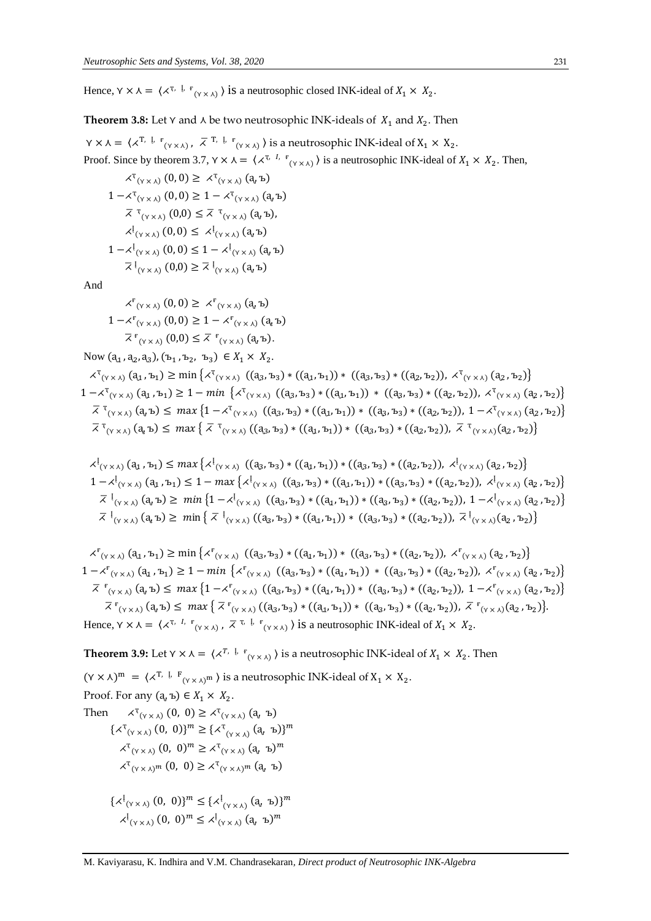Hence, $\curlyvee \times \curlywedge = \langle \curlywedge^{T, I, F}{}_{(\curlyvee \times \curlywedge)} \rangle$ is a neutrosophic closed INK-ideal of $X_1 \times X_2$.

**Theorem 3.8:** Let $\curlyvee$ and $\curlywedge$ be two neutrosophic INK-ideals of $X_1$ and $X_2$. Then

$\curlyvee \times \curlywedge = \langle \curlywedge^{T, I, F}{}_{(\curlyvee \times \curlywedge)}, \overline{\curlywedge}^{T, I, F}{}_{(\curlyvee \times \curlywedge)} \rangle$ is a neutrosophic INK-ideal of $X_1 \times X_2$.

Proof. Since by theorem 3.7, $\curlyvee \times \curlywedge = \langle \curlywedge^{T, I, F}{}_{(\curlyvee \times \curlywedge)} \rangle$ is a neutrosophic INK-ideal of $X_1 \times X_2$. Then,

$$\curlywedge^{T}{}_{(\curlyvee \times \curlywedge)}(0,0) \geq \curlywedge^{T}{}_{(\curlyvee \times \curlywedge)}(a, b)$$
$$1 - \curlywedge^{T}{}_{(\curlyvee \times \curlywedge)}(0,0) \geq 1 - \curlywedge^{T}{}_{(\curlyvee \times \curlywedge)}(a, b)$$
$$\overline{\curlywedge}^{T}{}_{(\curlyvee \times \curlywedge)}(0,0) \leq \overline{\curlywedge}^{T}{}_{(\curlyvee \times \curlywedge)}(a, b),$$
$$\curlywedge^{I}{}_{(\curlyvee \times \curlywedge)}(0,0) \leq \curlywedge^{I}{}_{(\curlyvee \times \curlywedge)}(a, b)$$
$$1 - \curlywedge^{I}{}_{(\curlyvee \times \curlywedge)}(0,0) \leq 1 - \curlywedge^{I}{}_{(\curlyvee \times \curlywedge)}(a, b)$$
$$\overline{\curlywedge}^{I}{}_{(\curlyvee \times \curlywedge)}(0,0) \geq \overline{\curlywedge}^{I}{}_{(\curlyvee \times \curlywedge)}(a, b)$$

And

$$\curlywedge^{F}{}_{(\curlyvee \times \curlywedge)}(0,0) \geq \curlywedge^{F}{}_{(\curlyvee \times \curlywedge)}(a, b)$$
$$1 - \curlywedge^{F}{}_{(\curlyvee \times \curlywedge)}(0,0) \geq 1 - \curlywedge^{F}{}_{(\curlyvee \times \curlywedge)}(a, b)$$
$$\overline{\curlywedge}^{F}{}_{(\curlyvee \times \curlywedge)}(0,0) \leq \overline{\curlywedge}^{F}{}_{(\curlyvee \times \curlywedge)}(a, b).$$

Now $(a_1, a_2, a_3), (b_1, b_2, b_3) \in X_1 \times X_2$.

$$\curlywedge^{T}{}_{(\curlyvee \times \curlywedge)}(a_1, b_1) \geq \min\{\curlywedge^{T}{}_{(\curlyvee \times \curlywedge)}((a_3, b_3) * ((a_1, b_1)) * ((a_3, b_3) * ((a_2, b_2)), \curlywedge^{T}{}_{(\curlyvee \times \curlywedge)}(a_2, b_2)\}$$
$$1 - \curlywedge^{T}{}_{(\curlyvee \times \curlywedge)}(a_1, b_1) \geq 1 - \min\{\curlywedge^{T}{}_{(\curlyvee \times \curlywedge)}((a_3, b_3) * ((a_1, b_1)) * ((a_3, b_3) * ((a_2, b_2)), \curlywedge^{T}{}_{(\curlyvee \times \curlywedge)}(a_2, b_2)\}$$
$$\overline{\curlywedge}^{T}{}_{(\curlyvee \times \curlywedge)}(a, b) \leq \max\{1 - \curlywedge^{T}{}_{(\curlyvee \times \curlywedge)}((a_3, b_3) * ((a_1, b_1)) * ((a_3, b_3) * ((a_2, b_2)), 1 - \curlywedge^{T}{}_{(\curlyvee \times \curlywedge)}(a_2, b_2)\}$$
$$\overline{\curlywedge}^{T}{}_{(\curlyvee \times \curlywedge)}(a, b) \leq \max\{\overline{\curlywedge}^{T}{}_{(\curlyvee \times \curlywedge)}((a_3, b_3) * ((a_1, b_1)) * ((a_3, b_3) * ((a_2, b_2)), \overline{\curlywedge}^{T}{}_{(\curlyvee \times \curlywedge)}(a_2, b_2)\}$$

$$\curlywedge^{I}{}_{(\curlyvee \times \curlywedge)}(a_1, b_1) \leq \max\{\curlywedge^{I}{}_{(\curlyvee \times \curlywedge)}((a_3, b_3) * ((a_1, b_1)) * ((a_3, b_3) * ((a_2, b_2)), \curlywedge^{I}{}_{(\curlyvee \times \curlywedge)}(a_2, b_2)\}$$
$$1 - \curlywedge^{I}{}_{(\curlyvee \times \curlywedge)}(a_1, b_1) \leq 1 - \max\{\curlywedge^{I}{}_{(\curlyvee \times \curlywedge)}((a_3, b_3) * ((a_1, b_1)) * ((a_3, b_3) * ((a_2, b_2)), \curlywedge^{I}{}_{(\curlyvee \times \curlywedge)}(a_2, b_2)\}$$
$$\overline{\curlywedge}^{I}{}_{(\curlyvee \times \curlywedge)}(a, b) \geq \min\{1 - \curlywedge^{I}{}_{(\curlyvee \times \curlywedge)}((a_3, b_3) * ((a_1, b_1)) * ((a_3, b_3) * ((a_2, b_2)), 1 - \curlywedge^{I}{}_{(\curlyvee \times \curlywedge)}(a_2, b_2)\}$$
$$\overline{\curlywedge}^{I}{}_{(\curlyvee \times \curlywedge)}(a, b) \geq \min\{\overline{\curlywedge}^{I}{}_{(\curlyvee \times \curlywedge)}((a_3, b_3) * ((a_1, b_1)) * ((a_3, b_3) * ((a_2, b_2)), \overline{\curlywedge}^{I}{}_{(\curlyvee \times \curlywedge)}(a_2, b_2)\}$$

$$\curlywedge^{F}{}_{(\curlyvee \times \curlywedge)}(a_1, b_1) \geq \min\{\curlywedge^{F}{}_{(\curlyvee \times \curlywedge)}((a_3, b_3) * ((a_1, b_1)) * ((a_3, b_3) * ((a_2, b_2)), \curlywedge^{F}{}_{(\curlyvee \times \curlywedge)}(a_2, b_2)\}$$
$$1 - \curlywedge^{F}{}_{(\curlyvee \times \curlywedge)}(a_1, b_1) \geq 1 - \min\{\curlywedge^{F}{}_{(\curlyvee \times \curlywedge)}((a_3, b_3) * ((a_1, b_1)) * ((a_3, b_3) * ((a_2, b_2)), \curlywedge^{F}{}_{(\curlyvee \times \curlywedge)}(a_2, b_2)\}$$
$$\overline{\curlywedge}^{F}{}_{(\curlyvee \times \curlywedge)}(a, b) \leq \max\{1 - \curlywedge^{F}{}_{(\curlyvee \times \curlywedge)}((a_3, b_3) * ((a_1, b_1)) * ((a_3, b_3) * ((a_2, b_2)), 1 - \curlywedge^{F}{}_{(\curlyvee \times \curlywedge)}(a_2, b_2)\}$$
$$\overline{\curlywedge}^{F}{}_{(\curlyvee \times \curlywedge)}(a, b) \leq \max\{\overline{\curlywedge}^{F}{}_{(\curlyvee \times \curlywedge)}((a_3, b_3) * ((a_1, b_1)) * ((a_3, b_3) * ((a_2, b_2)), \overline{\curlywedge}^{F}{}_{(\curlyvee \times \curlywedge)}(a_2, b_2)\}.$$

Hence, $\curlyvee \times \curlywedge = \langle \curlywedge^{T, I, F}{}_{(\curlyvee \times \curlywedge)}, \overline{\curlywedge}^{T, I, F}{}_{(\curlyvee \times \curlywedge)} \rangle$ is a neutrosophic INK-ideal of $X_1 \times X_2$.

**Theorem 3.9:** Let $\curlyvee \times \curlywedge = \langle \curlywedge^{T, I, F}{}_{(\curlyvee \times \curlywedge)} \rangle$ is a neutrosophic INK-ideal of $X_1 \times X_2$. Then

$(\curlyvee \times \curlywedge)^m = \langle \curlywedge^{T, I, F}{}_{(\curlyvee \times \curlywedge)^m} \rangle$ is a neutrosophic INK-ideal of $X_1 \times X_2$.

Proof. For any $(a, b) \in X_1 \times X_2$.

Then
$$\curlywedge^{T}{}_{(\curlyvee \times \curlywedge)}(0, 0) \geq \curlywedge^{T}{}_{(\curlyvee \times \curlywedge)}(a, b)$$
$$\{\curlywedge^{T}{}_{(\curlyvee \times \curlywedge)}(0, 0)\}^m \geq \{\curlywedge^{T}{}_{(\curlyvee \times \curlywedge)}(a, b)\}^m$$
$$\curlywedge^{T}{}_{(\curlyvee \times \curlywedge)}(0, 0)^m \geq \curlywedge^{T}{}_{(\curlyvee \times \curlywedge)}(a, b)^m$$
$$\curlywedge^{T}{}_{(\curlyvee \times \curlywedge)^m}(0, 0) \geq \curlywedge^{T}{}_{(\curlyvee \times \curlywedge)^m}(a, b)$$

$$\{\curlywedge^{I}{}_{(\curlyvee \times \curlywedge)}(0, 0)\}^m \leq \{\curlywedge^{I}{}_{(\curlyvee \times \curlywedge)}(a, b)\}^m$$
$$\curlywedge^{I}{}_{(\curlyvee \times \curlywedge)}(0, 0)^m \leq \curlywedge^{I}{}_{(\curlyvee \times \curlywedge)}(a, b)^m$$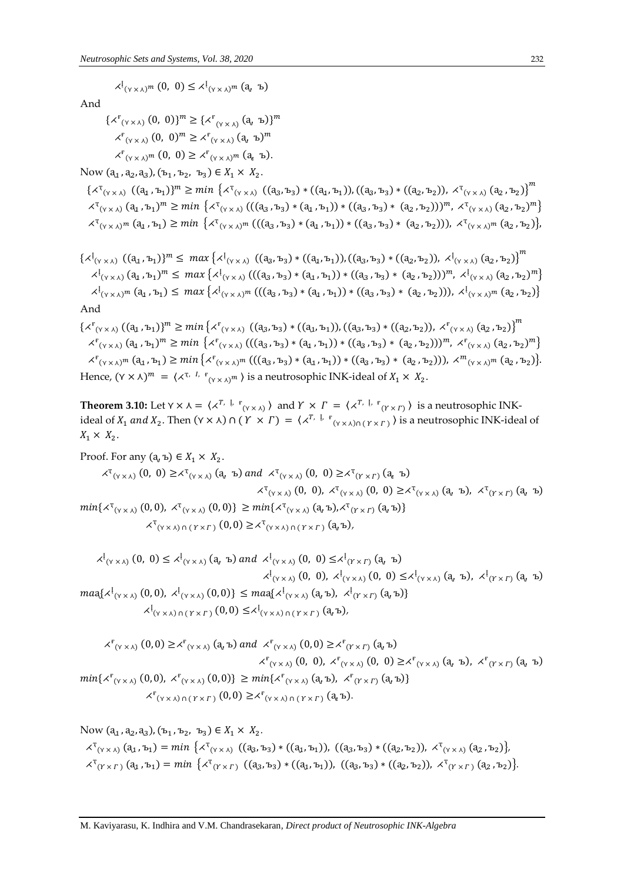$$\prec^{I}{}_{(\curlyvee\times\curlywedge)^m}(0,\ 0) \leq \prec^{I}{}_{(\curlyvee\times\curlywedge)^m}(a,\ ъ)$$

And

$$\{\prec^{F}{}_{(\curlyvee\times\curlywedge)}(0,\ 0)\}^m \geq \{\prec^{F}{}_{(\curlyvee\times\curlywedge)}(a,\ ъ)\}^m$$

$$\prec^{F}{}_{(\curlyvee\times\curlywedge)}(0,\ 0)^m \geq \prec^{F}{}_{(\curlyvee\times\curlywedge)}(a,\ ъ)^m$$

$$\prec^{F}{}_{(\curlyvee\times\curlywedge)^m}(0,\ 0) \geq \prec^{F}{}_{(\curlyvee\times\curlywedge)^m}(a,\ ъ).$$

Now $(a_1, a_2, a_3), (ъ_1, ъ_2, ъ_3) \in X_1 \times X_2$.

$$\{\prec^{T}{}_{(\curlyvee\times\curlywedge)}((a_1, ъ_1)\}^m \geq min\left\{\prec^{T}{}_{(\curlyvee\times\curlywedge)}((a_3, ъ_3) * ((a_1, ъ_1)), ((a_3, ъ_3) * ((a_2, ъ_2)),\ \prec^{T}{}_{(\curlyvee\times\curlywedge)}(a_2, ъ_2)\right\}^m$$

$$\prec^{T}{}_{(\curlyvee\times\curlywedge)}(a_1, ъ_1)^m \geq min\left\{\prec^{T}{}_{(\curlyvee\times\curlywedge)}(((a_3, ъ_3) * (a_1, ъ_1)) * ((a_3, ъ_3) * (a_2, ъ_2)))^m,\ \prec^{T}{}_{(\curlyvee\times\curlywedge)}(a_2, ъ_2)^m\right\}$$

$$\prec^{T}{}_{(\curlyvee\times\curlywedge)^m}(a_1, ъ_1) \geq min\left\{\prec^{T}{}_{(\curlyvee\times\curlywedge)^m}(((a_3, ъ_3) * (a_1, ъ_1)) * ((a_3, ъ_3) * (a_2, ъ_2))),\ \prec^{T}{}_{(\curlyvee\times\curlywedge)^m}(a_2, ъ_2)\right\},$$

$$\{\prec^{I}{}_{(\curlyvee\times\curlywedge)}((a_1, ъ_1)\}^m \leq max\left\{\prec^{I}{}_{(\curlyvee\times\curlywedge)}((a_3, ъ_3) * ((a_1, ъ_1)), ((a_3, ъ_3) * ((a_2, ъ_2)),\ \prec^{I}{}_{(\curlyvee\times\curlywedge)}(a_2, ъ_2)\right\}^m$$

$$\prec^{I}{}_{(\curlyvee\times\curlywedge)}(a_1, ъ_1)^m \leq max\left\{\prec^{I}{}_{(\curlyvee\times\curlywedge)}(((a_3, ъ_3) * (a_1, ъ_1)) * ((a_3, ъ_3) * (a_2, ъ_2)))^m,\ \prec^{I}{}_{(\curlyvee\times\curlywedge)}(a_2, ъ_2)^m\right\}$$

$$\prec^{I}{}_{(\curlyvee\times\curlywedge)^m}(a_1, ъ_1) \leq max\left\{\prec^{I}{}_{(\curlyvee\times\curlywedge)^m}(((a_3, ъ_3) * (a_1, ъ_1)) * ((a_3, ъ_3) * (a_2, ъ_2))),\ \prec^{I}{}_{(\curlyvee\times\curlywedge)^m}(a_2, ъ_2)\right\}$$

And

$$\{\prec^{F}{}_{(\curlyvee\times\curlywedge)}((a_1, ъ_1)\}^m \geq min\left\{\prec^{F}{}_{(\curlyvee\times\curlywedge)}((a_3, ъ_3) * ((a_1, ъ_1)), ((a_3, ъ_3) * ((a_2, ъ_2)),\ \prec^{F}{}_{(\curlyvee\times\curlywedge)}(a_2, ъ_2)\right\}^m$$

$$\prec^{F}{}_{(\curlyvee\times\curlywedge)}(a_1, ъ_1)^m \geq min\left\{\prec^{F}{}_{(\curlyvee\times\curlywedge)}(((a_3, ъ_3) * (a_1, ъ_1)) * ((a_3, ъ_3) * (a_2, ъ_2)))^m,\ \prec^{F}{}_{(\curlyvee\times\curlywedge)}(a_2, ъ_2)^m\right\}$$

$$\prec^{F}{}_{(\curlyvee\times\curlywedge)^m}(a_1, ъ_1) \geq min\left\{\prec^{F}{}_{(\curlyvee\times\curlywedge)^m}(((a_3, ъ_3) * (a_1, ъ_1)) * ((a_3, ъ_3) * (a_2, ъ_2))),\ \prec^{m}{}_{(\curlyvee\times\curlywedge)^m}(a_2, ъ_2)\right\}.$$

Hence, $(\curlyvee\times\curlywedge)^m = \langle \prec^{T,\ I,\ F}{}_{(\curlyvee\times\curlywedge)^m} \rangle$ is a neutrosophic INK-ideal of $X_1 \times X_2$.

**Theorem 3.10:** Let $\curlyvee\times\curlywedge = \langle \prec^{T,\ I,\ F}{}_{(\curlyvee\times\curlywedge)} \rangle$ and $\Upsilon \times \Gamma = \langle \prec^{T,\ I,\ F}{}_{(\Upsilon\times\Gamma)} \rangle$ is a neutrosophic INK-ideal of $X_1$ *and* $X_2$. Then $(\curlyvee\times\curlywedge) \cap (\Upsilon \times \Gamma) = \langle \prec^{T,\ I,\ F}{}_{(\curlyvee\times\curlywedge)\cap(\Upsilon\times\Gamma)} \rangle$ is a neutrosophic INK-ideal of $X_1 \times X_2$.

Proof. For any $(a, ъ) \in X_1 \times X_2$.

$$\prec^{T}{}_{(\curlyvee\times\curlywedge)}(0,\ 0) \geq \prec^{T}{}_{(\curlyvee\times\curlywedge)}(a,\ ъ)\ and\ \prec^{T}{}_{(\curlyvee\times\curlywedge)}(0,\ 0) \geq \prec^{T}{}_{(\Upsilon\times\Gamma)}(a,\ ъ)$$

$$\prec^{T}{}_{(\curlyvee\times\curlywedge)}(0,\ 0),\ \prec^{T}{}_{(\curlyvee\times\curlywedge)}(0,\ 0) \geq \prec^{T}{}_{(\curlyvee\times\curlywedge)}(a,\ ъ),\ \prec^{T}{}_{(\Upsilon\times\Gamma)}(a,\ ъ)$$

$$min\{\prec^{T}{}_{(\curlyvee\times\curlywedge)}(0,0),\ \prec^{T}{}_{(\curlyvee\times\curlywedge)}(0,0)\} \geq min\{\prec^{T}{}_{(\curlyvee\times\curlywedge)}(a, ъ), \prec^{T}{}_{(\Upsilon\times\Gamma)}(a, ъ)\}$$

$$\prec^{T}{}_{(\curlyvee\times\curlywedge)\cap(\Upsilon\times\Gamma)}(0,0) \geq \prec^{T}{}_{(\curlyvee\times\curlywedge)\cap(\Upsilon\times\Gamma)}(a, ъ),$$

$$\prec^{I}{}_{(\curlyvee\times\curlywedge)}(0,\ 0) \leq \prec^{I}{}_{(\curlyvee\times\curlywedge)}(a,\ ъ)\ and\ \prec^{I}{}_{(\curlyvee\times\curlywedge)}(0,\ 0) \leq \prec^{I}{}_{(\Upsilon\times\Gamma)}(a,\ ъ)$$

$$\prec^{I}{}_{(\curlyvee\times\curlywedge)}(0,\ 0),\ \prec^{I}{}_{(\curlyvee\times\curlywedge)}(0,\ 0) \leq \prec^{I}{}_{(\curlyvee\times\curlywedge)}(a,\ ъ),\ \prec^{I}{}_{(\Upsilon\times\Gamma)}(a,\ ъ)$$

$$maa\{\prec^{I}{}_{(\curlyvee\times\curlywedge)}(0,0),\ \prec^{I}{}_{(\curlyvee\times\curlywedge)}(0,0)\} \leq maa\{\prec^{I}{}_{(\curlyvee\times\curlywedge)}(a, ъ),\ \prec^{I}{}_{(\Upsilon\times\Gamma)}(a, ъ)\}$$

$$\prec^{I}{}_{(\curlyvee\times\curlywedge)\cap(\Upsilon\times\Gamma)}(0,0) \leq \prec^{I}{}_{(\curlyvee\times\curlywedge)\cap(\Upsilon\times\Gamma)}(a, ъ),$$

$$\prec^{F}{}_{(\curlyvee\times\curlywedge)}(0,0) \geq \prec^{F}{}_{(\curlyvee\times\curlywedge)}(a, ъ)\ and\ \prec^{F}{}_{(\curlyvee\times\curlywedge)}(0,0) \geq \prec^{F}{}_{(\Upsilon\times\Gamma)}(a, ъ)$$

$$\prec^{F}{}_{(\curlyvee\times\curlywedge)}(0,\ 0),\ \prec^{F}{}_{(\curlyvee\times\curlywedge)}(0,\ 0) \geq \prec^{F}{}_{(\curlyvee\times\curlywedge)}(a,\ ъ),\ \prec^{F}{}_{(\Upsilon\times\Gamma)}(a,\ ъ)$$

$$min\{\prec^{F}{}_{(\curlyvee\times\curlywedge)}(0,0),\ \prec^{F}{}_{(\curlyvee\times\curlywedge)}(0,0)\} \geq min\{\prec^{F}{}_{(\curlyvee\times\curlywedge)}(a, ъ),\ \prec^{F}{}_{(\Upsilon\times\Gamma)}(a, ъ)\}$$

$$\prec^{F}{}_{(\curlyvee\times\curlywedge)\cap(\Upsilon\times\Gamma)}(0,0) \geq \prec^{F}{}_{(\curlyvee\times\curlywedge)\cap(\Upsilon\times\Gamma)}(a, ъ).$$

Now $(a_1, a_2, a_3), (ъ_1, ъ_2, ъ_3) \in X_1 \times X_2$.

$$\prec^{T}{}_{(\curlyvee\times\curlywedge)}(a_1, ъ_1) = min\left\{\prec^{T}{}_{(\curlyvee\times\curlywedge)}((a_3, ъ_3) * ((a_1, ъ_1)),\ ((a_3, ъ_3) * ((a_2, ъ_2)),\ \prec^{T}{}_{(\curlyvee\times\curlywedge)}(a_2, ъ_2)\right\},$$

$$\prec^{T}{}_{(\Upsilon\times\Gamma)}(a_1, ъ_1) = min\left\{\prec^{T}{}_{(\Upsilon\times\Gamma)}((a_3, ъ_3) * ((a_1, ъ_1)),\ ((a_3, ъ_3) * ((a_2, ъ_2)),\ \prec^{T}{}_{(\Upsilon\times\Gamma)}(a_2, ъ_2)\right\}.$$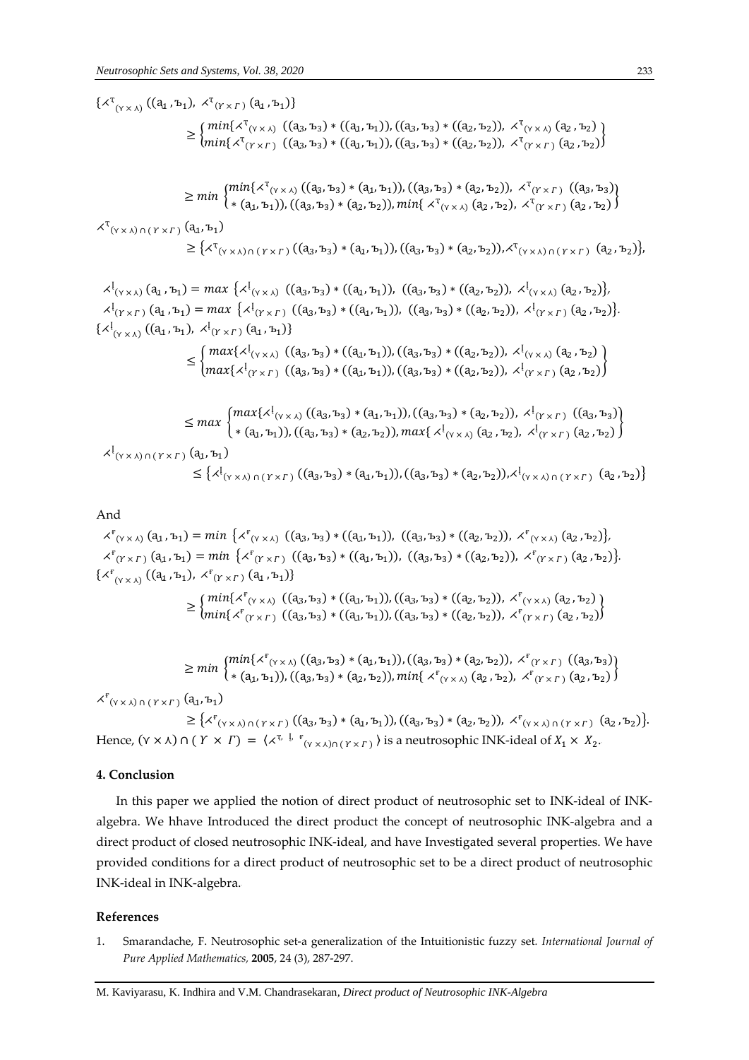$$\{\prec^{\mathrm{T}}{}_{(\curlyvee\times\curlywedge)}((a_1,\mathfrak{b}_1),\ \prec^{\mathrm{T}}{}_{(\Upsilon\times\Gamma)}(a_1,\mathfrak{b}_1)\}$$

$$\geq \begin{cases} min\{\prec^{\mathrm{T}}{}_{(\curlyvee\times\curlywedge)}\ ((a_3,\mathfrak{b}_3)*((a_1,\mathfrak{b}_1)),((a_3,\mathfrak{b}_3)*((a_2,\mathfrak{b}_2)),\ \prec^{\mathrm{T}}{}_{(\curlyvee\times\curlywedge)}(a_2,\mathfrak{b}_2)\\ min\{\prec^{\mathrm{T}}{}_{(\Upsilon\times\Gamma)}\ ((a_3,\mathfrak{b}_3)*((a_1,\mathfrak{b}_1)),((a_3,\mathfrak{b}_3)*((a_2,\mathfrak{b}_2)),\ \prec^{\mathrm{T}}{}_{(\Upsilon\times\Gamma)}(a_2,\mathfrak{b}_2)\end{cases}$$

$$\geq min\begin{cases} min\{\prec^{\mathrm{T}}{}_{(\curlyvee\times\curlywedge)}((a_3,\mathfrak{b}_3)*(a_1,\mathfrak{b}_1)),((a_3,\mathfrak{b}_3)*(a_2,\mathfrak{b}_2)),\ \prec^{\mathrm{T}}{}_{(\Upsilon\times\Gamma)}\ ((a_3,\mathfrak{b}_3)\\ *(a_1,\mathfrak{b}_1)),((a_3,\mathfrak{b}_3)*(a_2,\mathfrak{b}_2)),min\{\ \prec^{\mathrm{T}}{}_{(\curlyvee\times\curlywedge)}(a_2,\mathfrak{b}_2),\ \prec^{\mathrm{T}}{}_{(\Upsilon\times\Gamma)}(a_2,\mathfrak{b}_2)\end{cases}$$

$$\prec^{\mathrm{T}}{}_{(\curlyvee\times\curlywedge)\cap(\Upsilon\times\Gamma)}(a_1,\mathfrak{b}_1)$$

$$\geq \{\prec^{\mathrm{T}}{}_{(\curlyvee\times\curlywedge)\cap(\Upsilon\times\Gamma)}((a_3,\mathfrak{b}_3)*(a_1,\mathfrak{b}_1)),((a_3,\mathfrak{b}_3)*(a_2,\mathfrak{b}_2)),\prec^{\mathrm{T}}{}_{(\curlyvee\times\curlywedge)\cap(\Upsilon\times\Gamma)}\ (a_2,\mathfrak{b}_2)\},$$

$$\prec^{\mathrm{I}}{}_{(\curlyvee\times\curlywedge)}(a_1,\mathfrak{b}_1) = max\ \{\prec^{\mathrm{I}}{}_{(\curlyvee\times\curlywedge)}\ ((a_3,\mathfrak{b}_3)*((a_1,\mathfrak{b}_1)),\ ((a_3,\mathfrak{b}_3)*((a_2,\mathfrak{b}_2)),\ \prec^{\mathrm{I}}{}_{(\curlyvee\times\curlywedge)}(a_2,\mathfrak{b}_2)\},$$

$$\prec^{\mathrm{I}}{}_{(\Upsilon\times\Gamma)}(a_1,\mathfrak{b}_1) = max\ \{\prec^{\mathrm{I}}{}_{(\Upsilon\times\Gamma)}\ ((a_3,\mathfrak{b}_3)*((a_1,\mathfrak{b}_1)),\ ((a_3,\mathfrak{b}_3)*((a_2,\mathfrak{b}_2)),\ \prec^{\mathrm{I}}{}_{(\Upsilon\times\Gamma)}(a_2,\mathfrak{b}_2)\}.$$

$$\{\prec^{\mathrm{I}}{}_{(\curlyvee\times\curlywedge)}((a_1,\mathfrak{b}_1),\ \prec^{\mathrm{I}}{}_{(\Upsilon\times\Gamma)}(a_1,\mathfrak{b}_1)\}$$

$$\leq \begin{cases} max\{\prec^{\mathrm{I}}{}_{(\curlyvee\times\curlywedge)}\ ((a_3,\mathfrak{b}_3)*((a_1,\mathfrak{b}_1)),((a_3,\mathfrak{b}_3)*((a_2,\mathfrak{b}_2)),\ \prec^{\mathrm{I}}{}_{(\curlyvee\times\curlywedge)}(a_2,\mathfrak{b}_2)\\ max\{\prec^{\mathrm{I}}{}_{(\Upsilon\times\Gamma)}\ ((a_3,\mathfrak{b}_3)*((a_1,\mathfrak{b}_1)),((a_3,\mathfrak{b}_3)*((a_2,\mathfrak{b}_2)),\ \prec^{\mathrm{I}}{}_{(\Upsilon\times\Gamma)}(a_2,\mathfrak{b}_2)\end{cases}$$

$$\leq max\begin{cases} max\{\prec^{\mathrm{I}}{}_{(\curlyvee\times\curlywedge)}((a_3,\mathfrak{b}_3)*(a_1,\mathfrak{b}_1)),((a_3,\mathfrak{b}_3)*(a_2,\mathfrak{b}_2)),\ \prec^{\mathrm{I}}{}_{(\Upsilon\times\Gamma)}\ ((a_3,\mathfrak{b}_3)\\ *(a_1,\mathfrak{b}_1)),((a_3,\mathfrak{b}_3)*(a_2,\mathfrak{b}_2)),max\{\ \prec^{\mathrm{I}}{}_{(\curlyvee\times\curlywedge)}(a_2,\mathfrak{b}_2),\ \prec^{\mathrm{I}}{}_{(\Upsilon\times\Gamma)}(a_2,\mathfrak{b}_2)\end{cases}$$

$$\prec^{\mathrm{I}}{}_{(\curlyvee\times\curlywedge)\cap(\Upsilon\times\Gamma)}(a_1,\mathfrak{b}_1)$$

$$\leq \{\prec^{\mathrm{I}}{}_{(\curlyvee\times\curlywedge)\cap(\Upsilon\times\Gamma)}((a_3,\mathfrak{b}_3)*(a_1,\mathfrak{b}_1)),((a_3,\mathfrak{b}_3)*(a_2,\mathfrak{b}_2)),\prec^{\mathrm{I}}{}_{(\curlyvee\times\curlywedge)\cap(\Upsilon\times\Gamma)}\ (a_2,\mathfrak{b}_2)\}$$

And

$$\prec^{\mathrm{F}}{}_{(\curlyvee\times\curlywedge)}(a_1,\mathfrak{b}_1) = min\ \{\prec^{\mathrm{F}}{}_{(\curlyvee\times\curlywedge)}\ ((a_3,\mathfrak{b}_3)*((a_1,\mathfrak{b}_1)),\ ((a_3,\mathfrak{b}_3)*((a_2,\mathfrak{b}_2)),\ \prec^{\mathrm{F}}{}_{(\curlyvee\times\curlywedge)}(a_2,\mathfrak{b}_2)\},$$

$$\prec^{\mathrm{F}}{}_{(\Upsilon\times\Gamma)}(a_1,\mathfrak{b}_1) = min\ \{\prec^{\mathrm{F}}{}_{(\Upsilon\times\Gamma)}\ ((a_3,\mathfrak{b}_3)*((a_1,\mathfrak{b}_1)),\ ((a_3,\mathfrak{b}_3)*((a_2,\mathfrak{b}_2)),\ \prec^{\mathrm{F}}{}_{(\Upsilon\times\Gamma)}(a_2,\mathfrak{b}_2)\}.$$

$$\{\prec^{\mathrm{F}}{}_{(\curlyvee\times\curlywedge)}((a_1,\mathfrak{b}_1),\ \prec^{\mathrm{F}}{}_{(\Upsilon\times\Gamma)}(a_1,\mathfrak{b}_1)\}$$

$$\geq \begin{cases} min\{\prec^{\mathrm{F}}{}_{(\curlyvee\times\curlywedge)}\ ((a_3,\mathfrak{b}_3)*((a_1,\mathfrak{b}_1)),((a_3,\mathfrak{b}_3)*((a_2,\mathfrak{b}_2)),\ \prec^{\mathrm{F}}{}_{(\curlyvee\times\curlywedge)}(a_2,\mathfrak{b}_2)\\ min\{\prec^{\mathrm{F}}{}_{(\Upsilon\times\Gamma)}\ ((a_3,\mathfrak{b}_3)*((a_1,\mathfrak{b}_1)),((a_3,\mathfrak{b}_3)*((a_2,\mathfrak{b}_2)),\ \prec^{\mathrm{F}}{}_{(\Upsilon\times\Gamma)}(a_2,\mathfrak{b}_2)\end{cases}$$

$$\geq min\begin{cases} min\{\prec^{\mathrm{F}}{}_{(\curlyvee\times\curlywedge)}((a_3,\mathfrak{b}_3)*(a_1,\mathfrak{b}_1)),((a_3,\mathfrak{b}_3)*(a_2,\mathfrak{b}_2)),\ \prec^{\mathrm{F}}{}_{(\Upsilon\times\Gamma)}\ ((a_3,\mathfrak{b}_3)\\ *(a_1,\mathfrak{b}_1)),((a_3,\mathfrak{b}_3)*(a_2,\mathfrak{b}_2)),min\{\ \prec^{\mathrm{F}}{}_{(\curlyvee\times\curlywedge)}(a_2,\mathfrak{b}_2),\ \prec^{\mathrm{F}}{}_{(\Upsilon\times\Gamma)}(a_2,\mathfrak{b}_2)\end{cases}$$

$$\prec^{\mathrm{F}}{}_{(\curlyvee\times\curlywedge)\cap(\Upsilon\times\Gamma)}(a_1,\mathfrak{b}_1)$$

$$\geq \{\prec^{\mathrm{F}}{}_{(\curlyvee\times\curlywedge)\cap(\Upsilon\times\Gamma)}((a_3,\mathfrak{b}_3)*(a_1,\mathfrak{b}_1)),((a_3,\mathfrak{b}_3)*(a_2,\mathfrak{b}_2)),\ \prec^{\mathrm{F}}{}_{(\curlyvee\times\curlywedge)\cap(\Upsilon\times\Gamma)}\ (a_2,\mathfrak{b}_2)\}.$$

Hence, $(\curlyvee\times\curlywedge)\cap(\Upsilon\times\Gamma) = \langle\prec^{\mathrm{T},\ \mathrm{I},\ \mathrm{F}}{}_{(\curlyvee\times\curlywedge)\cap(\Upsilon\times\Gamma)}\rangle$ is a neutrosophic INK-ideal of $X_1\times X_2$.

## 4. Conclusion

In this paper we applied the notion of direct product of neutrosophic set to INK-ideal of INK-algebra. We hhave Introduced the direct product the concept of neutrosophic INK-algebra and a direct product of closed neutrosophic INK-ideal, and have Investigated several properties. We have provided conditions for a direct product of neutrosophic set to be a direct product of neutrosophic INK-ideal in INK-algebra.

## References

1. Smarandache, F. Neutrosophic set-a generalization of the Intuitionistic fuzzy set. *International Journal of Pure Applied Mathematics,* **2005**, 24 (3), 287-297.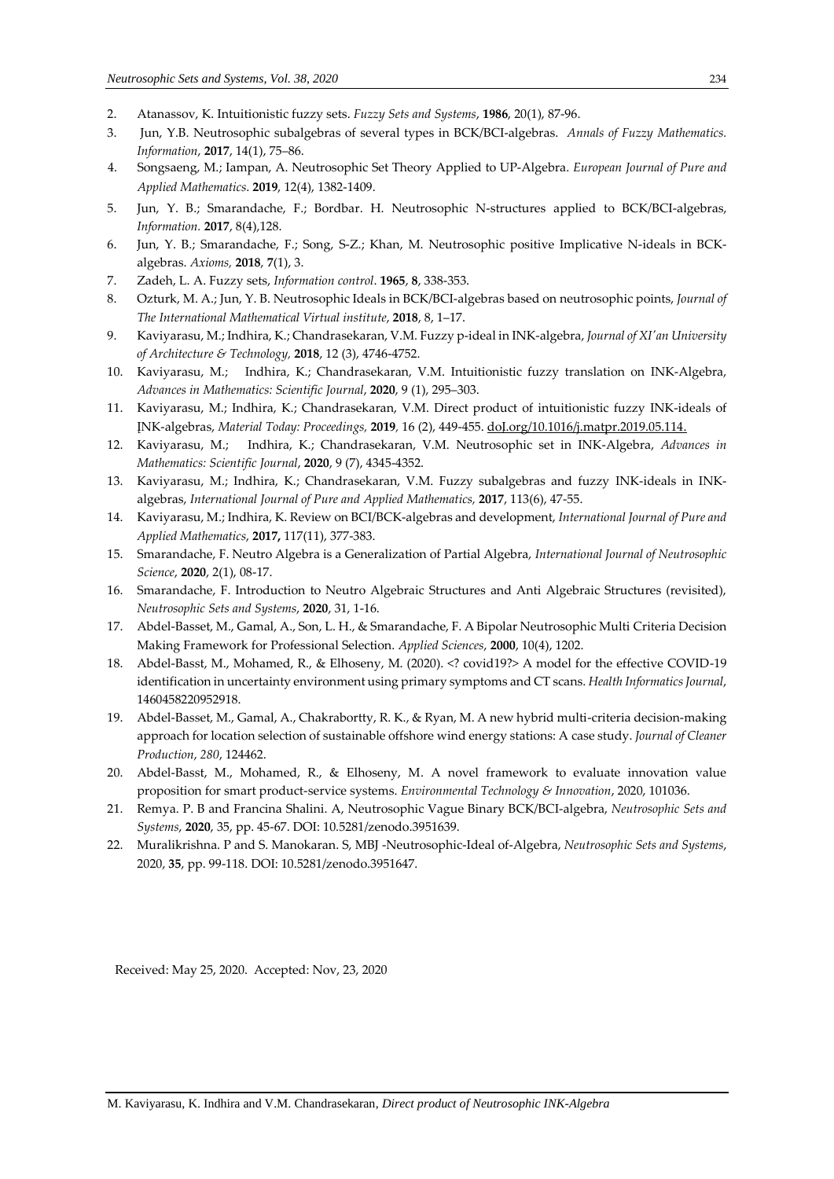2. Atanassov, K. Intuitionistic fuzzy sets. *Fuzzy Sets and Systems*, **1986**, 20(1), 87-96.
3. Jun, Y.B. Neutrosophic subalgebras of several types in BCK/BCI-algebras. *Annals of Fuzzy Mathematics. Information*, **2017**, 14(1), 75–86.
4. Songsaeng, M.; Iampan, A. Neutrosophic Set Theory Applied to UP-Algebra. *European Journal of Pure and Applied Mathematics*. **2019**, 12(4), 1382-1409.
5. Jun, Y. B.; Smarandache, F.; Bordbar. H. Neutrosophic N-structures applied to BCK/BCI-algebras, *Information.* **2017**, 8(4),128.
6. Jun, Y. B.; Smarandache, F.; Song, S-Z.; Khan, M. Neutrosophic positive Implicative N-ideals in BCK-algebras. *Axioms,* **2018**, **7**(1), 3.
7. Zadeh, L. A. Fuzzy sets, *Information control*. **1965**, **8**, 338-353.
8. Ozturk, M. A.; Jun, Y. B. Neutrosophic Ideals in BCK/BCI-algebras based on neutrosophic points, *Journal of The International Mathematical Virtual institute*, **2018**, 8, 1–17.
9. Kaviyarasu, M.; Indhira, K.; Chandrasekaran, V.M. Fuzzy p-ideal in INK-algebra, *Journal of XI'an University of Architecture & Technology,* **2018**, 12 (3), 4746-4752.
10. Kaviyarasu, M.; Indhira, K.; Chandrasekaran, V.M. Intuitionistic fuzzy translation on INK-Algebra, *Advances in Mathematics: Scientific Journal*, **2020**, 9 (1), 295–303.
11. Kaviyarasu, M.; Indhira, K.; Chandrasekaran, V.M. Direct product of intuitionistic fuzzy INK-ideals of INK-algebras, *Material Today: Proceedings,* **2019**, 16 (2), 449-455. doI.org/10.1016/j.matpr.2019.05.114.
12. Kaviyarasu, M.; Indhira, K.; Chandrasekaran, V.M. Neutrosophic set in INK-Algebra, *Advances in Mathematics: Scientific Journal*, **2020**, 9 (7), 4345-4352.
13. Kaviyarasu, M.; Indhira, K.; Chandrasekaran, V.M. Fuzzy subalgebras and fuzzy INK-ideals in INK-algebras, *International Journal of Pure and Applied Mathematics,* **2017**, 113(6), 47-55.
14. Kaviyarasu, M.; Indhira, K. Review on BCI/BCK-algebras and development, *International Journal of Pure and Applied Mathematics*, **2017,** 117(11), 377-383.
15. Smarandache, F. Neutro Algebra is a Generalization of Partial Algebra, *International Journal of Neutrosophic Science*, **2020**, 2(1), 08-17.
16. Smarandache, F. Introduction to Neutro Algebraic Structures and Anti Algebraic Structures (revisited), *Neutrosophic Sets and Systems*, **2020**, 31, 1-16.
17. Abdel-Basset, M., Gamal, A., Son, L. H., & Smarandache, F. A Bipolar Neutrosophic Multi Criteria Decision Making Framework for Professional Selection. *Applied Sciences*, **2000**, 10(4), 1202.
18. Abdel-Basst, M., Mohamed, R., & Elhoseny, M. (2020). <? covid19?> A model for the effective COVID-19 identification in uncertainty environment using primary symptoms and CT scans. *Health Informatics Journal*, 1460458220952918.
19. Abdel-Basset, M., Gamal, A., Chakrabortty, R. K., & Ryan, M. A new hybrid multi-criteria decision-making approach for location selection of sustainable offshore wind energy stations: A case study. *Journal of Cleaner Production*, *280*, 124462.
20. Abdel-Basst, M., Mohamed, R., & Elhoseny, M. A novel framework to evaluate innovation value proposition for smart product-service systems. *Environmental Technology & Innovation*, 2020, 101036.
21. Remya. P. B and Francina Shalini. A, Neutrosophic Vague Binary BCK/BCI-algebra, *Neutrosophic Sets and Systems*, **2020**, 35, pp. 45-67. DOI: 10.5281/zenodo.3951639.
22. Muralikrishna. P and S. Manokaran. S, MBJ -Neutrosophic-Ideal of-Algebra, *Neutrosophic Sets and Systems*, 2020, **35**, pp. 99-118. DOI: 10.5281/zenodo.3951647.

Received: May 25, 2020. Accepted: Nov, 23, 2020